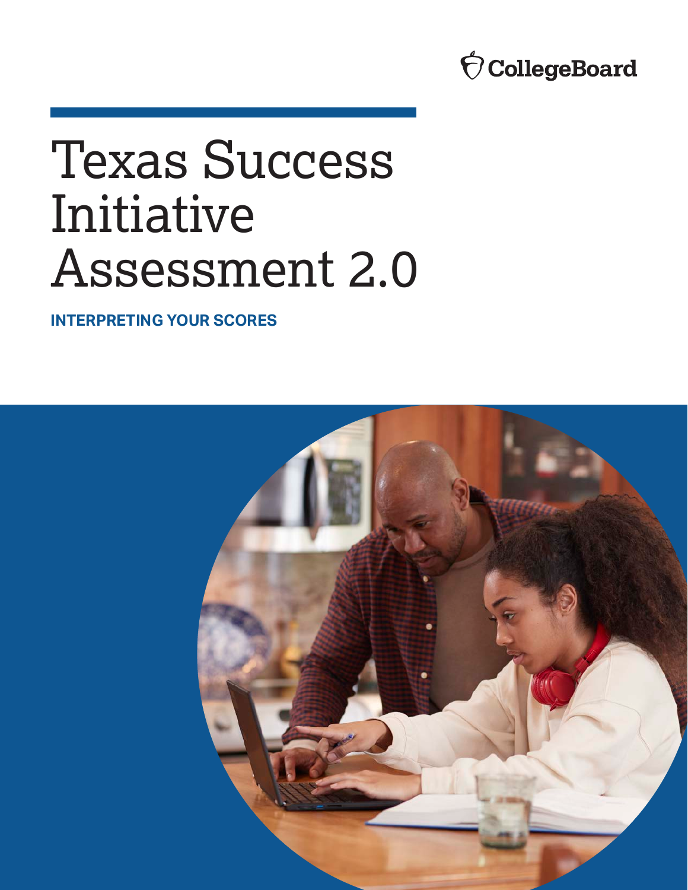CollegeBoard

# Texas Success Initiative Assessment 2.0

**INTERPRETING YOUR SCORES**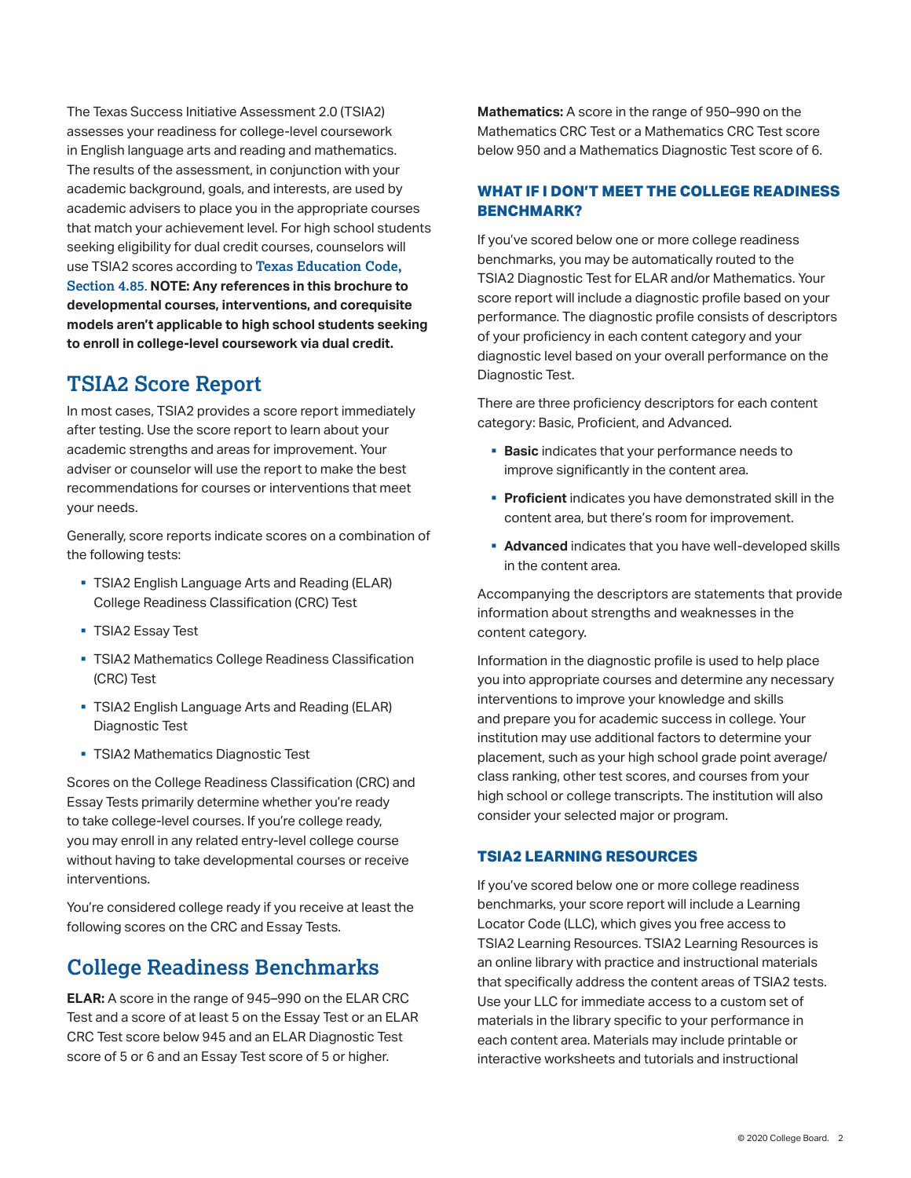The Texas Success Initiative Assessment 2.0 (TSIA2) assesses your readiness for college-level coursework in English language arts and reading and mathematics. The results of the assessment, in conjunction with your academic background, goals, and interests, are used by academic advisers to place you in the appropriate courses that match your achievement level. For high school students seeking eligibility for dual credit courses, counselors will use TSIA2 scores according to Texas Education Code, Section 4.85. **NOTE: Any references in this brochure to developmental courses, interventions, and corequisite models aren't applicable to high school students seeking to enroll in college-level coursework via dual credit.**

## TSIA2 Score Report

In most cases, TSIA2 provides a score report immediately after testing. Use the score report to learn about your academic strengths and areas for improvement. Your adviser or counselor will use the report to make the best recommendations for courses or interventions that meet your needs.

Generally, score reports indicate scores on a combination of the following tests:

- TSIA2 English Language Arts and Reading (ELAR) College Readiness Classification (CRC) Test
- TSIA2 Essay Test
- TSIA2 Mathematics College Readiness Classification (CRC) Test
- TSIA2 English Language Arts and Reading (ELAR) Diagnostic Test
- TSIA2 Mathematics Diagnostic Test

Scores on the College Readiness Classification (CRC) and Essay Tests primarily determine whether you're ready to take college-level courses. If you're college ready, you may enroll in any related entry-level college course without having to take developmental courses or receive interventions.

You're considered college ready if you receive at least the following scores on the CRC and Essay Tests.

## College Readiness Benchmarks

**ELAR:** A score in the range of 945–990 on the ELAR CRC Test and a score of at least 5 on the Essay Test or an ELAR CRC Test score below 945 and an ELAR Diagnostic Test score of 5 or 6 and an Essay Test score of 5 or higher.

**Mathematics:** A score in the range of 950–990 on the Mathematics CRC Test or a Mathematics CRC Test score below 950 and a Mathematics Diagnostic Test score of 6.

### WHAT IF I DON'T MEET THE COLLEGE READINESS BENCHMARK?

If you've scored below one or more college readiness benchmarks, you may be automatically routed to the TSIA2 Diagnostic Test for ELAR and/or Mathematics. Your score report will include a diagnostic profile based on your performance. The diagnostic profile consists of descriptors of your proficiency in each content category and your diagnostic level based on your overall performance on the Diagnostic Test.

There are three proficiency descriptors for each content category: Basic, Proficient, and Advanced.

- **Basic** indicates that your performance needs to improve significantly in the content area.
- **Proficient** indicates you have demonstrated skill in the content area, but there's room for improvement.
- **Advanced** indicates that you have well-developed skills in the content area.

Accompanying the descriptors are statements that provide information about strengths and weaknesses in the content category.

Information in the diagnostic profile is used to help place you into appropriate courses and determine any necessary interventions to improve your knowledge and skills and prepare you for academic success in college. Your institution may use additional factors to determine your placement, such as your high school grade point average/class ranking, other test scores, and courses from your high school or college transcripts. The institution will also consider your selected major or program.

### TSIA2 LEARNING RESOURCES

If you've scored below one or more college readiness benchmarks, your score report will include a Learning Locator Code (LLC), which gives you free access to TSIA2 Learning Resources. TSIA2 Learning Resources is an online library with practice and instructional materials that specifically address the content areas of TSIA2 tests. Use your LLC for immediate access to a custom set of materials in the library specific to your performance in each content area. Materials may include printable or interactive worksheets and tutorials and instructional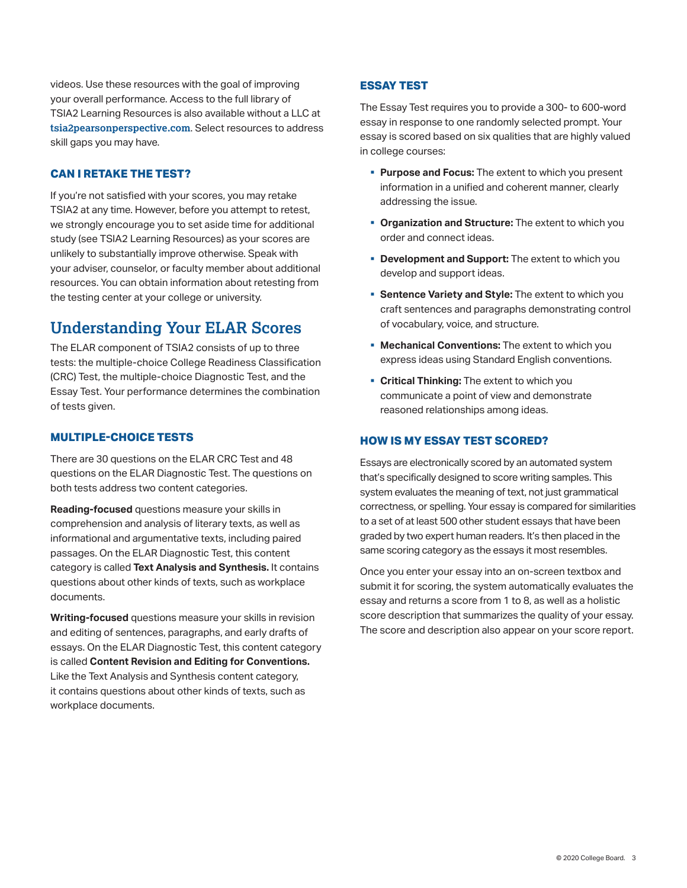videos. Use these resources with the goal of improving your overall performance. Access to the full library of TSIA2 Learning Resources is also available without a LLC at **tsia2pearsonperspective.com**. Select resources to address skill gaps you may have.

### CAN I RETAKE THE TEST?

If you're not satisfied with your scores, you may retake TSIA2 at any time. However, before you attempt to retest, we strongly encourage you to set aside time for additional study (see TSIA2 Learning Resources) as your scores are unlikely to substantially improve otherwise. Speak with your adviser, counselor, or faculty member about additional resources. You can obtain information about retesting from the testing center at your college or university.

## Understanding Your ELAR Scores

The ELAR component of TSIA2 consists of up to three tests: the multiple-choice College Readiness Classification (CRC) Test, the multiple-choice Diagnostic Test, and the Essay Test. Your performance determines the combination of tests given.

### MULTIPLE-CHOICE TESTS

There are 30 questions on the ELAR CRC Test and 48 questions on the ELAR Diagnostic Test. The questions on both tests address two content categories.

**Reading-focused** questions measure your skills in comprehension and analysis of literary texts, as well as informational and argumentative texts, including paired passages. On the ELAR Diagnostic Test, this content category is called **Text Analysis and Synthesis.** It contains questions about other kinds of texts, such as workplace documents.

**Writing-focused** questions measure your skills in revision and editing of sentences, paragraphs, and early drafts of essays. On the ELAR Diagnostic Test, this content category is called **Content Revision and Editing for Conventions.** Like the Text Analysis and Synthesis content category, it contains questions about other kinds of texts, such as workplace documents.

### ESSAY TEST

The Essay Test requires you to provide a 300- to 600-word essay in response to one randomly selected prompt. Your essay is scored based on six qualities that are highly valued in college courses:

- **Purpose and Focus:** The extent to which you present information in a unified and coherent manner, clearly addressing the issue.
- **Organization and Structure:** The extent to which you order and connect ideas.
- **Development and Support:** The extent to which you develop and support ideas.
- **Sentence Variety and Style:** The extent to which you craft sentences and paragraphs demonstrating control of vocabulary, voice, and structure.
- **Mechanical Conventions:** The extent to which you express ideas using Standard English conventions.
- **Critical Thinking:** The extent to which you communicate a point of view and demonstrate reasoned relationships among ideas.

### HOW IS MY ESSAY TEST SCORED?

Essays are electronically scored by an automated system that's specifically designed to score writing samples. This system evaluates the meaning of text, not just grammatical correctness, or spelling. Your essay is compared for similarities to a set of at least 500 other student essays that have been graded by two expert human readers. It's then placed in the same scoring category as the essays it most resembles.

Once you enter your essay into an on-screen textbox and submit it for scoring, the system automatically evaluates the essay and returns a score from 1 to 8, as well as a holistic score description that summarizes the quality of your essay. The score and description also appear on your score report.

© 2020 College Board.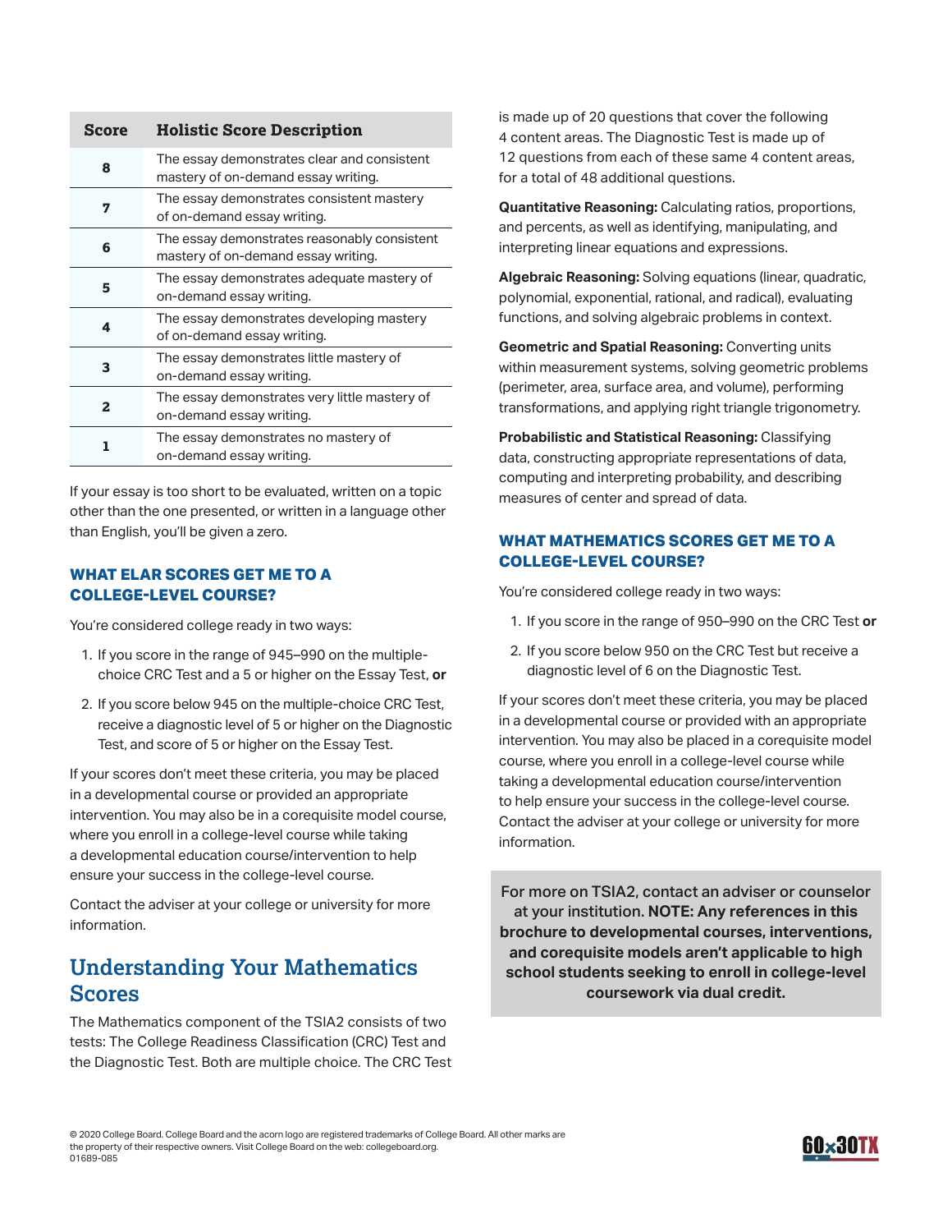| Score | Holistic Score Description |
|---|---|
| 8 | The essay demonstrates clear and consistent mastery of on-demand essay writing. |
| 7 | The essay demonstrates consistent mastery of on-demand essay writing. |
| 6 | The essay demonstrates reasonably consistent mastery of on-demand essay writing. |
| 5 | The essay demonstrates adequate mastery of on-demand essay writing. |
| 4 | The essay demonstrates developing mastery of on-demand essay writing. |
| 3 | The essay demonstrates little mastery of on-demand essay writing. |
| 2 | The essay demonstrates very little mastery of on-demand essay writing. |
| 1 | The essay demonstrates no mastery of on-demand essay writing. |

If your essay is too short to be evaluated, written on a topic other than the one presented, or written in a language other than English, you'll be given a zero.

### WHAT ELAR SCORES GET ME TO A COLLEGE-LEVEL COURSE?

You're considered college ready in two ways:

1. If you score in the range of 945–990 on the multiple-choice CRC Test and a 5 or higher on the Essay Test, **or**
2. If you score below 945 on the multiple-choice CRC Test, receive a diagnostic level of 5 or higher on the Diagnostic Test, and score of 5 or higher on the Essay Test.

If your scores don't meet these criteria, you may be placed in a developmental course or provided an appropriate intervention. You may also be in a corequisite model course, where you enroll in a college-level course while taking a developmental education course/intervention to help ensure your success in the college-level course.

Contact the adviser at your college or university for more information.

## Understanding Your Mathematics Scores

The Mathematics component of the TSIA2 consists of two tests: The College Readiness Classification (CRC) Test and the Diagnostic Test. Both are multiple choice. The CRC Test is made up of 20 questions that cover the following 4 content areas. The Diagnostic Test is made up of 12 questions from each of these same 4 content areas, for a total of 48 additional questions.

**Quantitative Reasoning:** Calculating ratios, proportions, and percents, as well as identifying, manipulating, and interpreting linear equations and expressions.

**Algebraic Reasoning:** Solving equations (linear, quadratic, polynomial, exponential, rational, and radical), evaluating functions, and solving algebraic problems in context.

**Geometric and Spatial Reasoning:** Converting units within measurement systems, solving geometric problems (perimeter, area, surface area, and volume), performing transformations, and applying right triangle trigonometry.

**Probabilistic and Statistical Reasoning:** Classifying data, constructing appropriate representations of data, computing and interpreting probability, and describing measures of center and spread of data.

### WHAT MATHEMATICS SCORES GET ME TO A COLLEGE-LEVEL COURSE?

You're considered college ready in two ways:

1. If you score in the range of 950–990 on the CRC Test **or**
2. If you score below 950 on the CRC Test but receive a diagnostic level of 6 on the Diagnostic Test.

If your scores don't meet these criteria, you may be placed in a developmental course or provided with an appropriate intervention. You may also be placed in a corequisite model course, where you enroll in a college-level course while taking a developmental education course/intervention to help ensure your success in the college-level course. Contact the adviser at your college or university for more information.

For more on TSIA2, contact an adviser or counselor at your institution. **NOTE: Any references in this brochure to developmental courses, interventions, and corequisite models aren't applicable to high school students seeking to enroll in college-level coursework via dual credit.**

© 2020 College Board. College Board and the acorn logo are registered trademarks of College Board. All other marks are the property of their respective owners. Visit College Board on the web: collegeboard.org.
01689-085